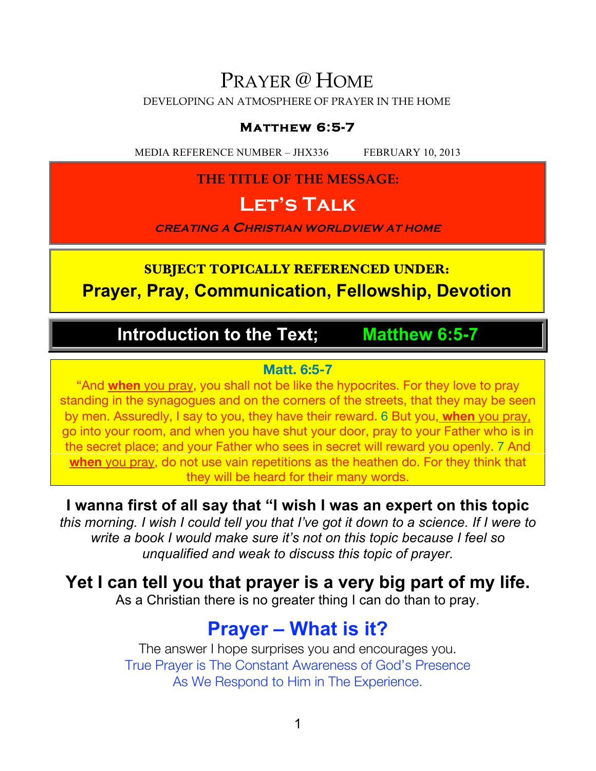# Prayer @ Home

DEVELOPING AN ATMOSPHERE OF PRAYER IN THE HOME

### Matthew 6:5-7

MEDIA REFERENCE NUMBER – JHX336 FEBRUARY 10, 2013

**THE TITLE OF THE MESSAGE:**

## Let's Talk

***creating a Christian worldview at home***

**SUBJECT TOPICALLY REFERENCED UNDER:**

**Prayer, Pray, Communication, Fellowship, Devotion**

## Introduction to the Text; Matthew 6:5-7

**Matt. 6:5-7**

"And **when** you pray, you shall not be like the hypocrites. For they love to pray standing in the synagogues and on the corners of the streets, that they may be seen by men. Assuredly, I say to you, they have their reward. 6 But you, **when** you pray, go into your room, and when you have shut your door, pray to your Father who is in the secret place; and your Father who sees in secret will reward you openly. 7 And **when** you pray, do not use vain repetitions as the heathen do. For they think that they will be heard for their many words.

**I wanna first of all say that "I wish I was an expert on this topic** *this morning. I wish I could tell you that I've got it down to a science. If I were to write a book I would make sure it's not on this topic because I feel so unqualified and weak to discuss this topic of prayer.*

**Yet I can tell you that prayer is a very big part of my life.**

As a Christian there is no greater thing I can do than to pray.

## Prayer – What is it?

The answer I hope surprises you and encourages you.

True Prayer is The Constant Awareness of God's Presence
As We Respond to Him in The Experience.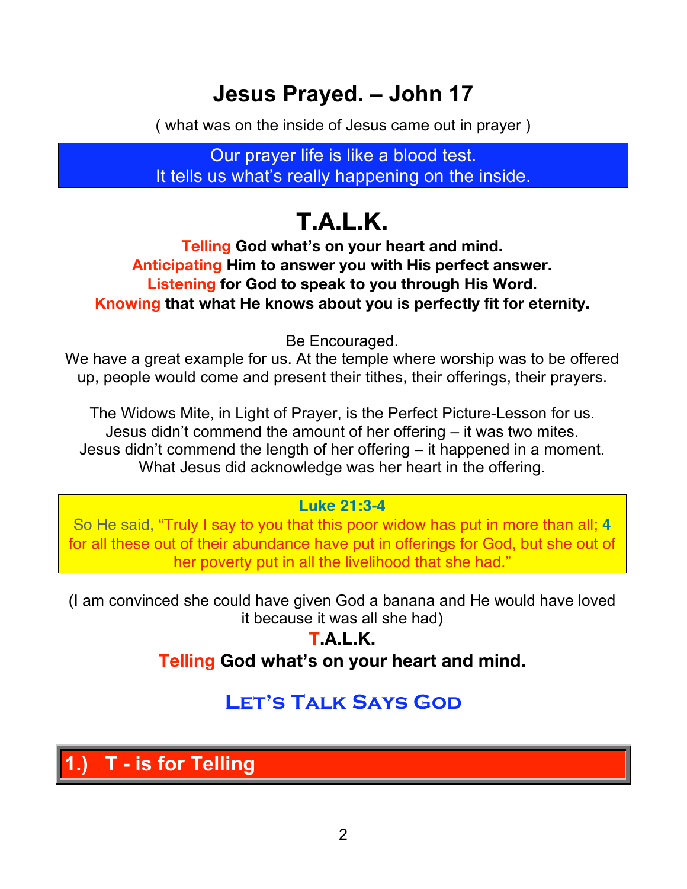# Jesus Prayed. – John 17

( what was on the inside of Jesus came out in prayer )

> Our prayer life is like a blood test.
> It tells us what's really happening on the inside.

# T.A.L.K.

**Telling God what's on your heart and mind.**
**Anticipating Him to answer you with His perfect answer.**
**Listening for God to speak to you through His Word.**
**Knowing that what He knows about you is perfectly fit for eternity.**

Be Encouraged.
We have a great example for us. At the temple where worship was to be offered up, people would come and present their tithes, their offerings, their prayers.

The Widows Mite, in Light of Prayer, is the Perfect Picture-Lesson for us.
Jesus didn't commend the amount of her offering – it was two mites.
Jesus didn't commend the length of her offering – it happened in a moment.
What Jesus did acknowledge was her heart in the offering.

> **Luke 21:3-4**
> So He said, "Truly I say to you that this poor widow has put in more than all; **4** for all these out of their abundance have put in offerings for God, but she out of her poverty put in all the livelihood that she had."

(I am convinced she could have given God a banana and He would have loved it because it was all she had)

**T.A.L.K.**

**Telling God what's on your heart and mind.**

## Let's Talk Says God

## 1.) T - is for Telling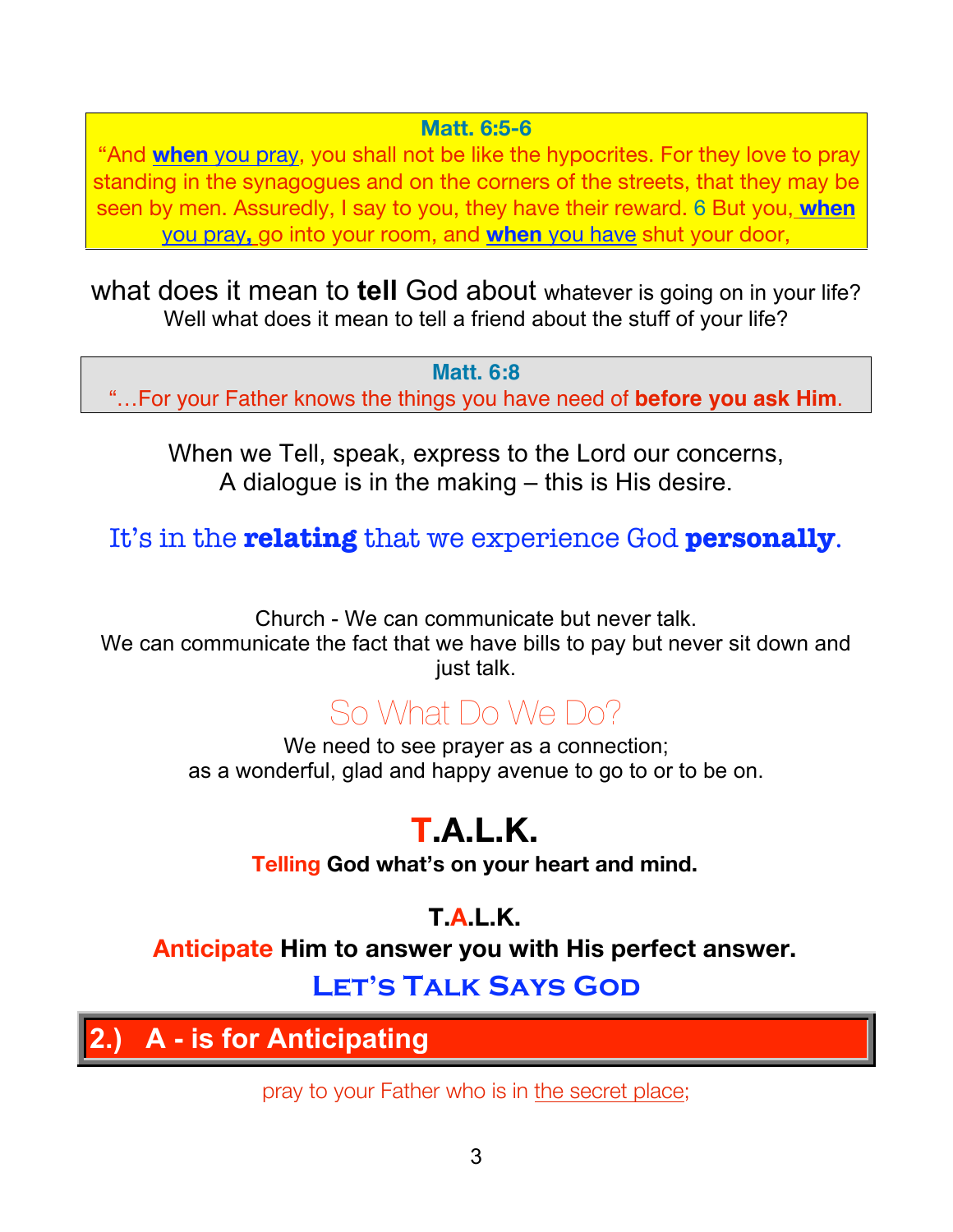**Matt. 6:5-6**

"And **when** you pray, you shall not be like the hypocrites. For they love to pray standing in the synagogues and on the corners of the streets, that they may be seen by men. Assuredly, I say to you, they have their reward. 6 But you, **when** you pray, go into your room, and **when** you have shut your door,

what does it mean to **tell** God about whatever is going on in your life?
Well what does it mean to tell a friend about the stuff of your life?

**Matt. 6:8**

"…For your Father knows the things you have need of **before you ask Him**.

When we Tell, speak, express to the Lord our concerns,
A dialogue is in the making – this is His desire.

It's in the **relating** that we experience God **personally**.

Church - We can communicate but never talk.
We can communicate the fact that we have bills to pay but never sit down and just talk.

## So What Do We Do?

We need to see prayer as a connection;
as a wonderful, glad and happy avenue to go to or to be on.

# T.A.L.K.

**Telling God what's on your heart and mind.**

### T.A.L.K.

**Anticipate Him to answer you with His perfect answer.**

**LET'S TALK SAYS GOD**

## 2.) A - is for Anticipating

pray to your Father who is in the secret place;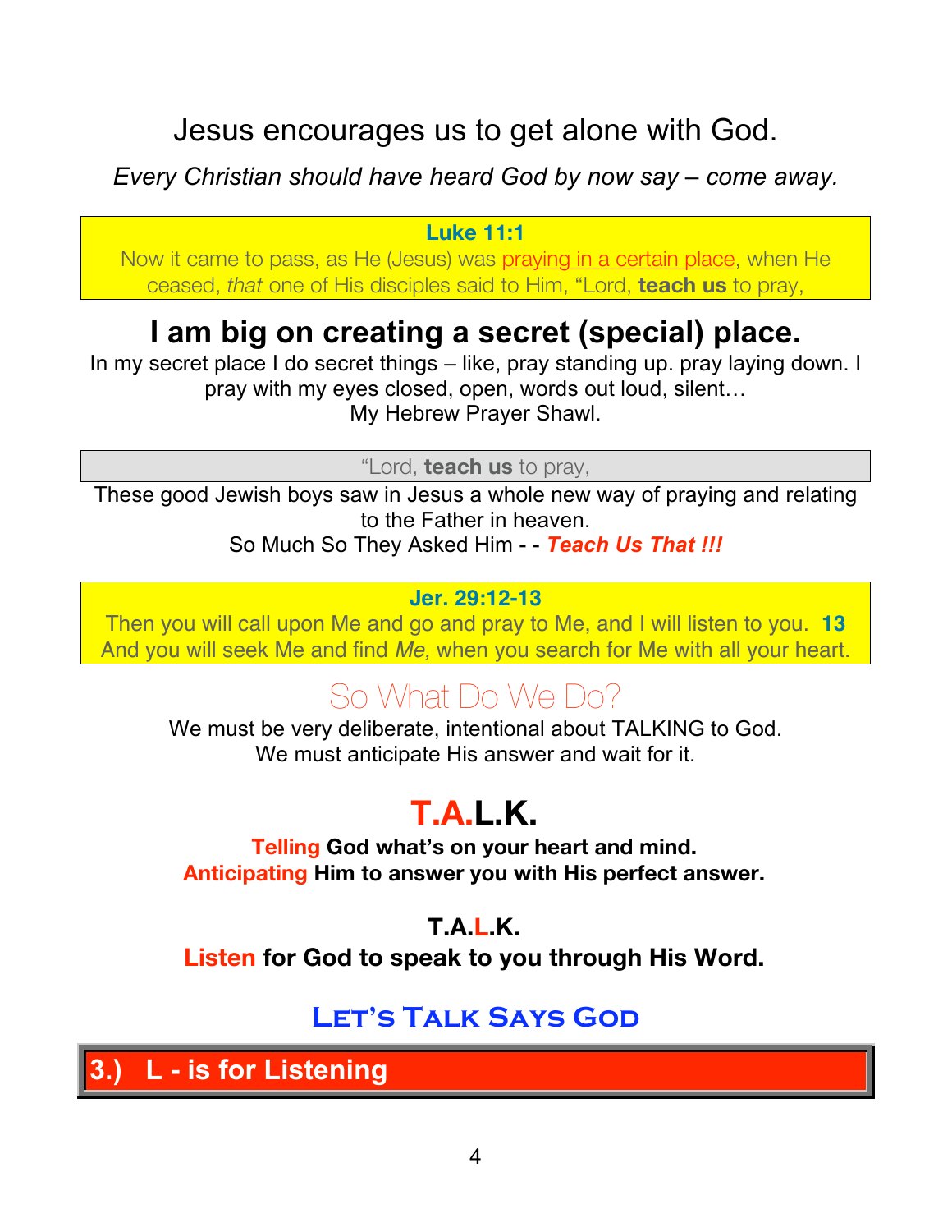# Jesus encourages us to get alone with God.

*Every Christian should have heard God by now say – come away.*

> **Luke 11:1**
> Now it came to pass, as He (Jesus) was praying in a certain place, when He ceased, *that* one of His disciples said to Him, "Lord, **teach us** to pray,

## I am big on creating a secret (special) place.

In my secret place I do secret things – like, pray standing up. pray laying down. I pray with my eyes closed, open, words out loud, silent…
My Hebrew Prayer Shawl.

> "Lord, **teach us** to pray,

These good Jewish boys saw in Jesus a whole new way of praying and relating to the Father in heaven.
So Much So They Asked Him - - ***Teach Us That !!!***

> **Jer. 29:12-13**
> Then you will call upon Me and go and pray to Me, and I will listen to you. **13** And you will seek Me and find *Me,* when you search for Me with all your heart.

## So What Do We Do?

We must be very deliberate, intentional about TALKING to God.
We must anticipate His answer and wait for it.

# T.A.L.K.

**Telling God what's on your heart and mind.**
**Anticipating Him to answer you with His perfect answer.**

**T.A.L.K.**
**Listen for God to speak to you through His Word.**

## Let's Talk Says God

## 3.) L - is for Listening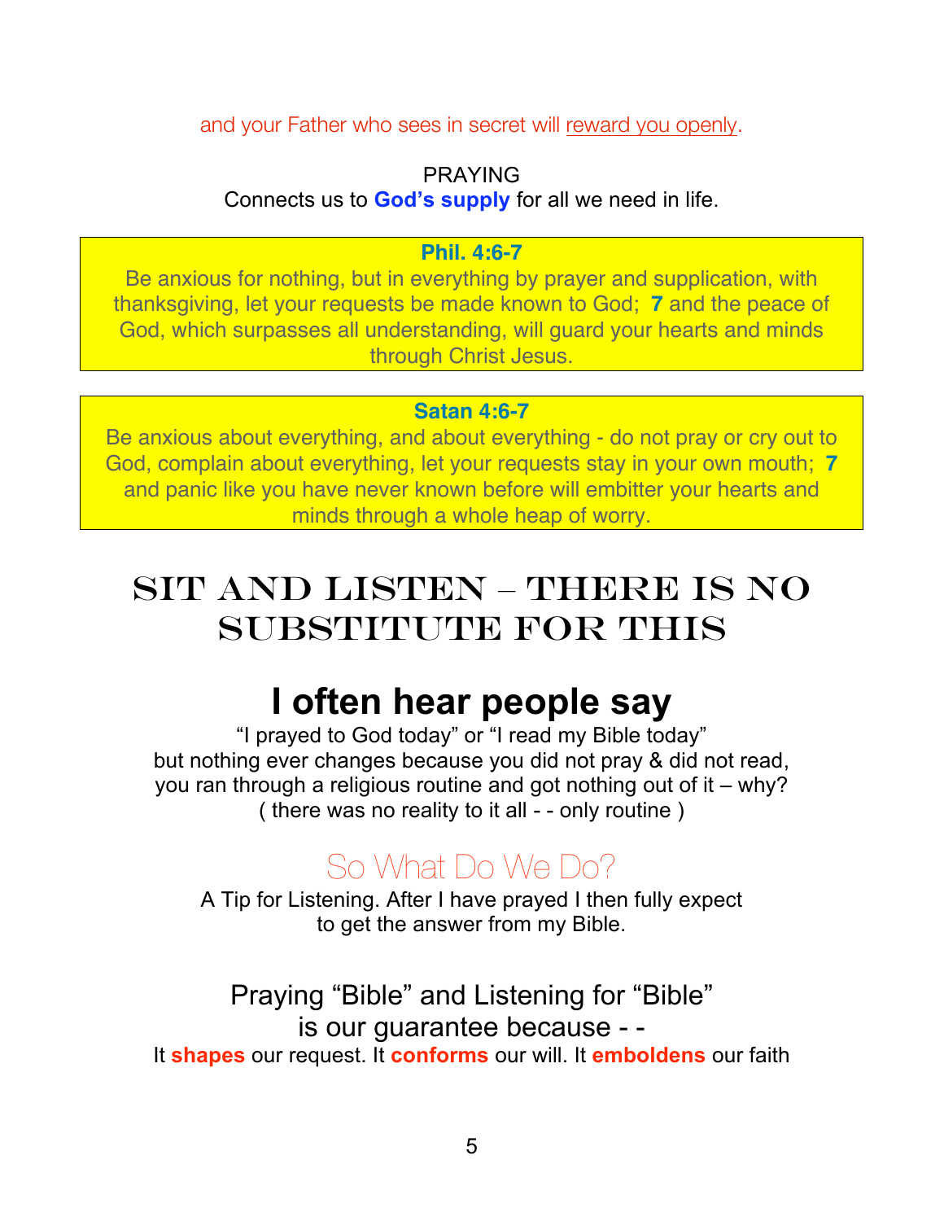and your Father who sees in secret will reward you openly.

PRAYING

Connects us to **God's supply** for all we need in life.

**Phil. 4:6-7**

Be anxious for nothing, but in everything by prayer and supplication, with thanksgiving, let your requests be made known to God; **7** and the peace of God, which surpasses all understanding, will guard your hearts and minds through Christ Jesus.

**Satan 4:6-7**

Be anxious about everything, and about everything - do not pray or cry out to God, complain about everything, let your requests stay in your own mouth; **7** and panic like you have never known before will embitter your hearts and minds through a whole heap of worry.

# SIT AND LISTEN – THERE IS NO SUBSTITUTE FOR THIS

## I often hear people say

"I prayed to God today" or "I read my Bible today"
but nothing ever changes because you did not pray & did not read,
you ran through a religious routine and got nothing out of it – why?
( there was no reality to it all - - only routine )

### So What Do We Do?

A Tip for Listening. After I have prayed I then fully expect to get the answer from my Bible.

Praying "Bible" and Listening for "Bible"
is our guarantee because - -

It **shapes** our request. It **conforms** our will. It **emboldens** our faith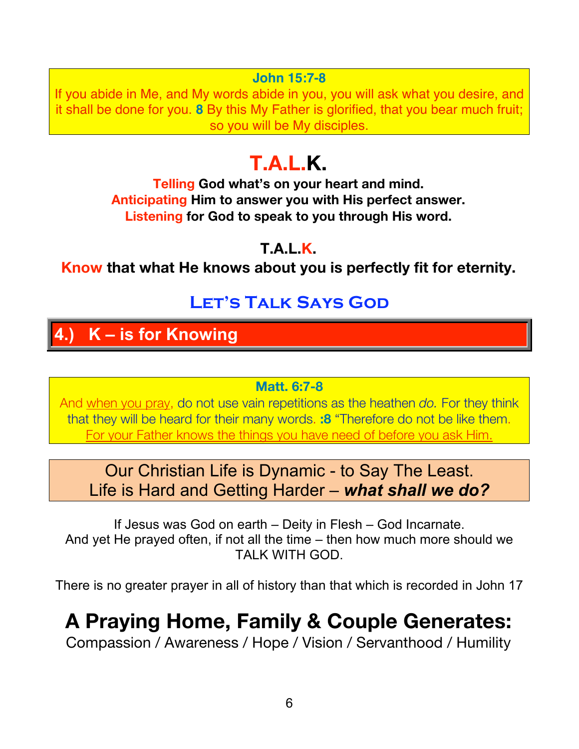**John 15:7-8**
If you abide in Me, and My words abide in you, you will ask what you desire, and it shall be done for you. **8** By this My Father is glorified, that you bear much fruit; so you will be My disciples.

# T.A.L.K.

**Telling God what's on your heart and mind.**
**Anticipating Him to answer you with His perfect answer.**
**Listening for God to speak to you through His word.**

**T.A.L.K.**
**Know that what He knows about you is perfectly fit for eternity.**

## Let's Talk Says God

## 4.) K – is for Knowing

**Matt. 6:7-8**
And when you pray, do not use vain repetitions as the heathen *do.* For they think that they will be heard for their many words. **:8** "Therefore do not be like them. For your Father knows the things you have need of before you ask Him.

Our Christian Life is Dynamic - to Say The Least.
Life is Hard and Getting Harder – ***what shall we do?***

If Jesus was God on earth – Deity in Flesh – God Incarnate.
And yet He prayed often, if not all the time – then how much more should we TALK WITH GOD.

There is no greater prayer in all of history than that which is recorded in John 17

## A Praying Home, Family & Couple Generates:

Compassion / Awareness / Hope / Vision / Servanthood / Humility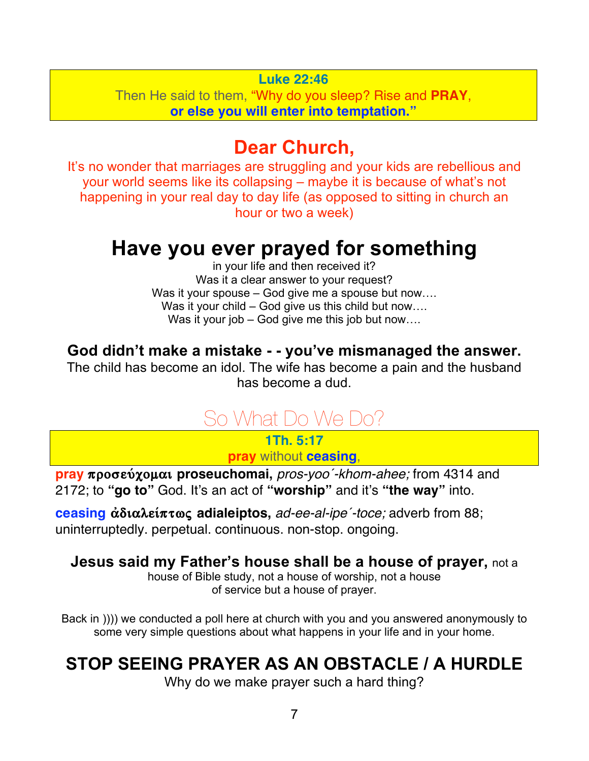**Luke 22:46**
Then He said to them, "Why do you sleep? Rise and **PRAY**, **or else you will enter into temptation."**

# Dear Church,

It's no wonder that marriages are struggling and your kids are rebellious and your world seems like its collapsing – maybe it is because of what's not happening in your real day to day life (as opposed to sitting in church an hour or two a week)

# Have you ever prayed for something

in your life and then received it?
Was it a clear answer to your request?
Was it your spouse – God give me a spouse but now….
Was it your child – God give us this child but now….
Was it your job – God give me this job but now….

### God didn't make a mistake - - you've mismanaged the answer.

The child has become an idol. The wife has become a pain and the husband has become a dud.

## So What Do We Do?

**1Th. 5:17**
**pray** without **ceasing**,

**pray** **προσεύχομαι** **proseuchomai,** *pros-yoo´-khom-ahee;* from 4314 and 2172; to **"go to"** God. It's an act of **"worship"** and it's **"the way"** into.

**ceasing** **ἀδιαλείπτως** **adialeiptos,** *ad-ee-al-ipe´-toce;* adverb from 88; uninterruptedly. perpetual. continuous. non-stop. ongoing.

**Jesus said my Father's house shall be a house of prayer,** not a house of Bible study, not a house of worship, not a house of service but a house of prayer.

Back in )))) we conducted a poll here at church with you and you answered anonymously to some very simple questions about what happens in your life and in your home.

## STOP SEEING PRAYER AS AN OBSTACLE / A HURDLE

Why do we make prayer such a hard thing?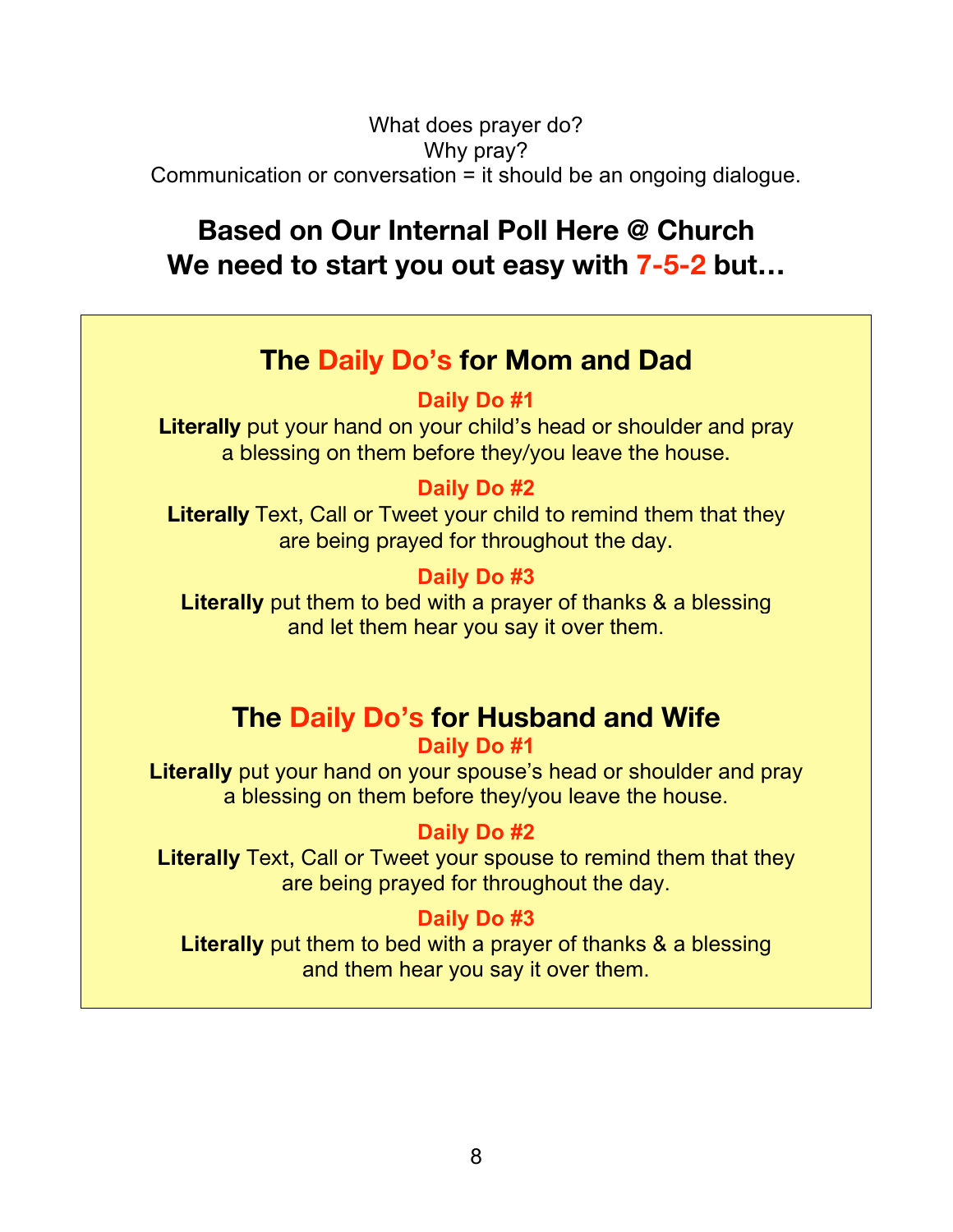What does prayer do?
Why pray?
Communication or conversation = it should be an ongoing dialogue.

## Based on Our Internal Poll Here @ Church
## We need to start you out easy with 7-5-2 but…

### The Daily Do's for Mom and Dad

**Daily Do #1**

**Literally** put your hand on your child's head or shoulder and pray a blessing on them before they/you leave the house.

**Daily Do #2**

**Literally** Text, Call or Tweet your child to remind them that they are being prayed for throughout the day.

**Daily Do #3**

**Literally** put them to bed with a prayer of thanks & a blessing and let them hear you say it over them.

### The Daily Do's for Husband and Wife

**Daily Do #1**

**Literally** put your hand on your spouse's head or shoulder and pray a blessing on them before they/you leave the house.

**Daily Do #2**

**Literally** Text, Call or Tweet your spouse to remind them that they are being prayed for throughout the day.

**Daily Do #3**

**Literally** put them to bed with a prayer of thanks & a blessing and them hear you say it over them.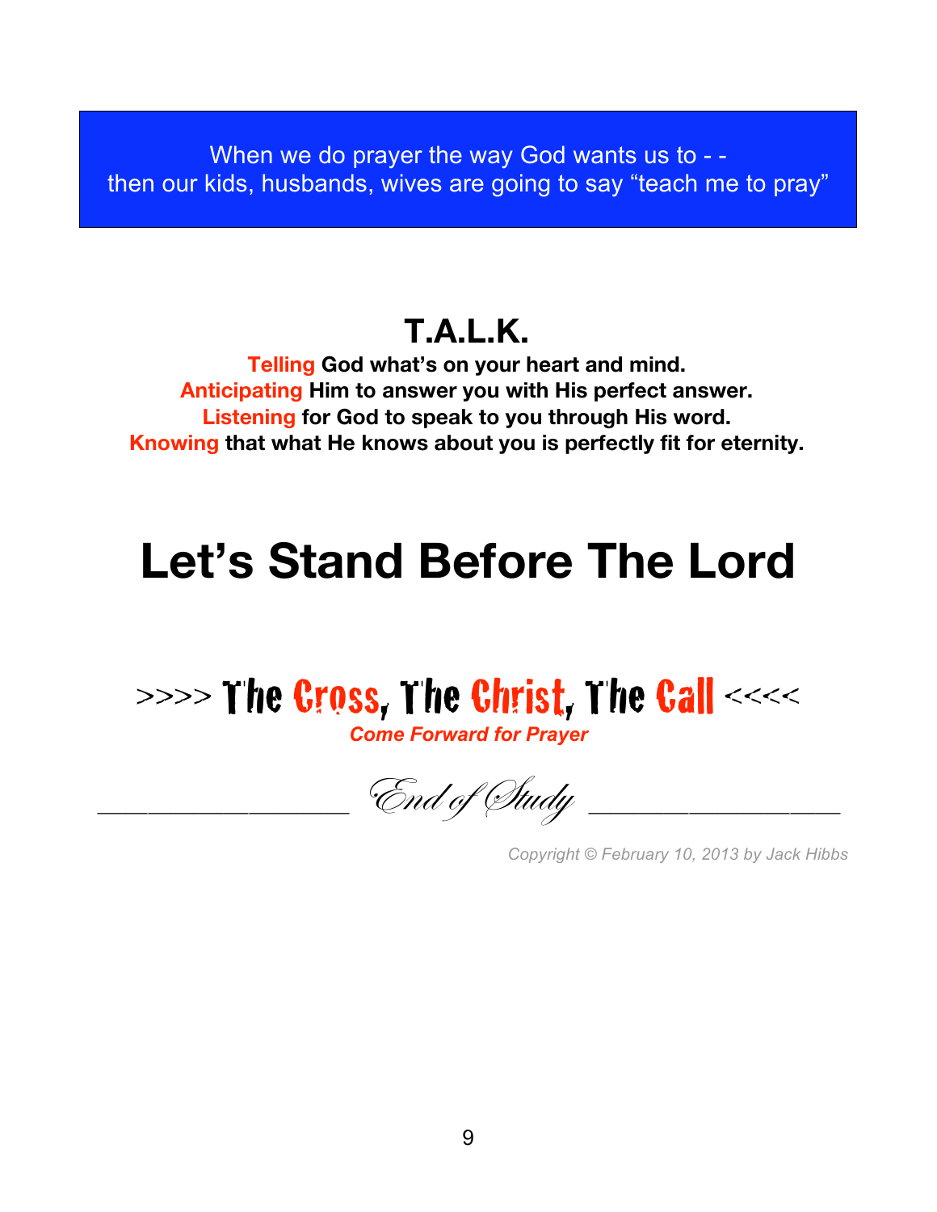When we do prayer the way God wants us to - -
then our kids, husbands, wives are going to say "teach me to pray"

## T.A.L.K.

**Telling God what's on your heart and mind.**
**Anticipating Him to answer you with His perfect answer.**
**Listening for God to speak to you through His word.**
**Knowing that what He knows about you is perfectly fit for eternity.**

# Let's Stand Before The Lord

>>>> The Cross, The Christ, The Call <<<<

***Come Forward for Prayer***

________________ *End of Study* ________________

*Copyright © February 10, 2013 by Jack Hibbs*